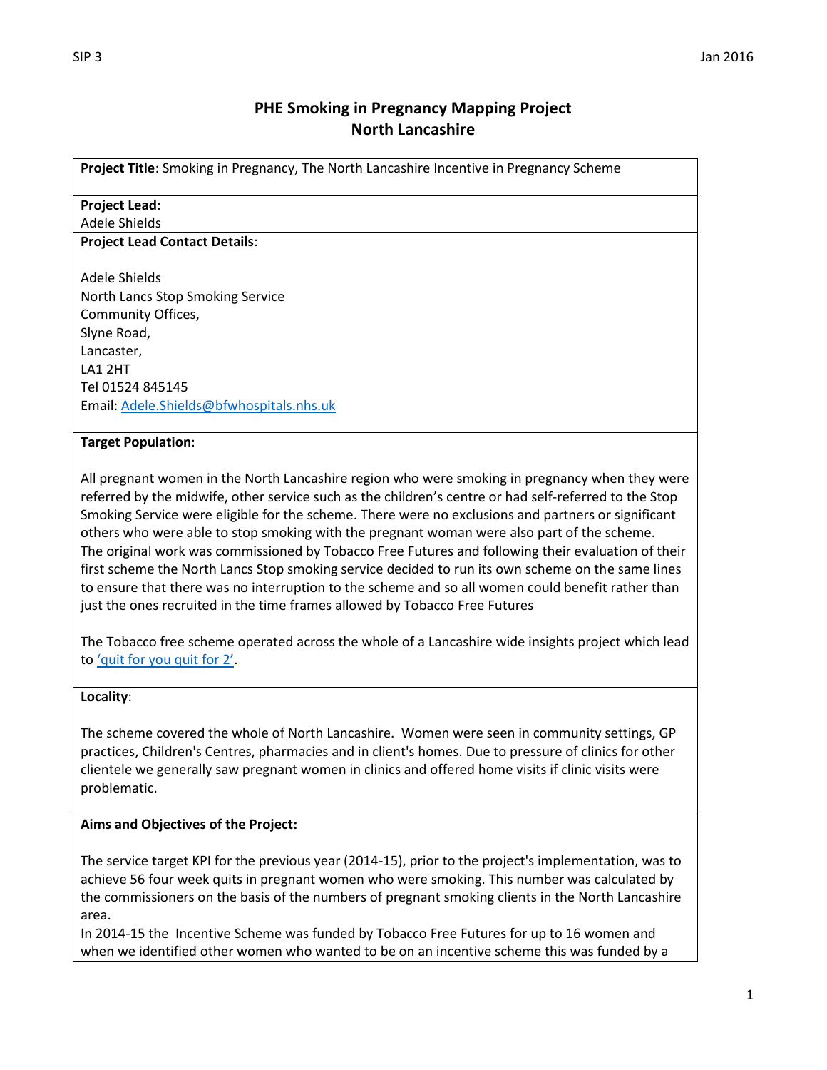# PHE Smoking in Pregnancy Mapping Project
## North Lancashire

**Project Title**: Smoking in Pregnancy, The North Lancashire Incentive in Pregnancy Scheme

**Project Lead**:
Adele Shields

**Project Lead Contact Details**:

Adele Shields
North Lancs Stop Smoking Service
Community Offices,
Slyne Road,
Lancaster,
LA1 2HT
Tel 01524 845145
Email: Adele.Shields@bfwhospitals.nhs.uk

**Target Population**:

All pregnant women in the North Lancashire region who were smoking in pregnancy when they were referred by the midwife, other service such as the children's centre or had self-referred to the Stop Smoking Service were eligible for the scheme. There were no exclusions and partners or significant others who were able to stop smoking with the pregnant woman were also part of the scheme.
The original work was commissioned by Tobacco Free Futures and following their evaluation of their first scheme the North Lancs Stop smoking service decided to run its own scheme on the same lines to ensure that there was no interruption to the scheme and so all women could benefit rather than just the ones recruited in the time frames allowed by Tobacco Free Futures

The Tobacco free scheme operated across the whole of a Lancashire wide insights project which lead to 'quit for you quit for 2'.

**Locality**:

The scheme covered the whole of North Lancashire. Women were seen in community settings, GP practices, Children's Centres, pharmacies and in client's homes. Due to pressure of clinics for other clientele we generally saw pregnant women in clinics and offered home visits if clinic visits were problematic.

**Aims and Objectives of the Project:**

The service target KPI for the previous year (2014-15), prior to the project's implementation, was to achieve 56 four week quits in pregnant women who were smoking. This number was calculated by the commissioners on the basis of the numbers of pregnant smoking clients in the North Lancashire area.
In 2014-15 the Incentive Scheme was funded by Tobacco Free Futures for up to 16 women and when we identified other women who wanted to be on an incentive scheme this was funded by a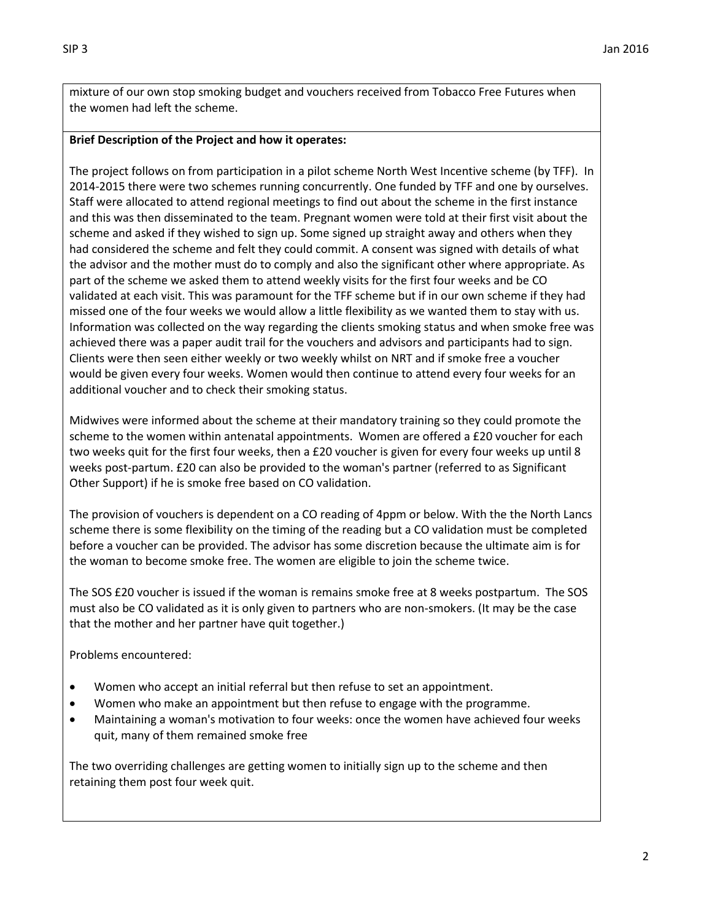mixture of our own stop smoking budget and vouchers received from Tobacco Free Futures when the women had left the scheme.

**Brief Description of the Project and how it operates:**

The project follows on from participation in a pilot scheme North West Incentive scheme (by TFF). In 2014-2015 there were two schemes running concurrently. One funded by TFF and one by ourselves. Staff were allocated to attend regional meetings to find out about the scheme in the first instance and this was then disseminated to the team. Pregnant women were told at their first visit about the scheme and asked if they wished to sign up. Some signed up straight away and others when they had considered the scheme and felt they could commit. A consent was signed with details of what the advisor and the mother must do to comply and also the significant other where appropriate. As part of the scheme we asked them to attend weekly visits for the first four weeks and be CO validated at each visit. This was paramount for the TFF scheme but if in our own scheme if they had missed one of the four weeks we would allow a little flexibility as we wanted them to stay with us. Information was collected on the way regarding the clients smoking status and when smoke free was achieved there was a paper audit trail for the vouchers and advisors and participants had to sign. Clients were then seen either weekly or two weekly whilst on NRT and if smoke free a voucher would be given every four weeks. Women would then continue to attend every four weeks for an additional voucher and to check their smoking status.

Midwives were informed about the scheme at their mandatory training so they could promote the scheme to the women within antenatal appointments. Women are offered a £20 voucher for each two weeks quit for the first four weeks, then a £20 voucher is given for every four weeks up until 8 weeks post-partum. £20 can also be provided to the woman's partner (referred to as Significant Other Support) if he is smoke free based on CO validation.

The provision of vouchers is dependent on a CO reading of 4ppm or below. With the the North Lancs scheme there is some flexibility on the timing of the reading but a CO validation must be completed before a voucher can be provided. The advisor has some discretion because the ultimate aim is for the woman to become smoke free. The women are eligible to join the scheme twice.

The SOS £20 voucher is issued if the woman is remains smoke free at 8 weeks postpartum. The SOS must also be CO validated as it is only given to partners who are non-smokers. (It may be the case that the mother and her partner have quit together.)

Problems encountered:

- Women who accept an initial referral but then refuse to set an appointment.
- Women who make an appointment but then refuse to engage with the programme.
- Maintaining a woman's motivation to four weeks: once the women have achieved four weeks quit, many of them remained smoke free

The two overriding challenges are getting women to initially sign up to the scheme and then retaining them post four week quit.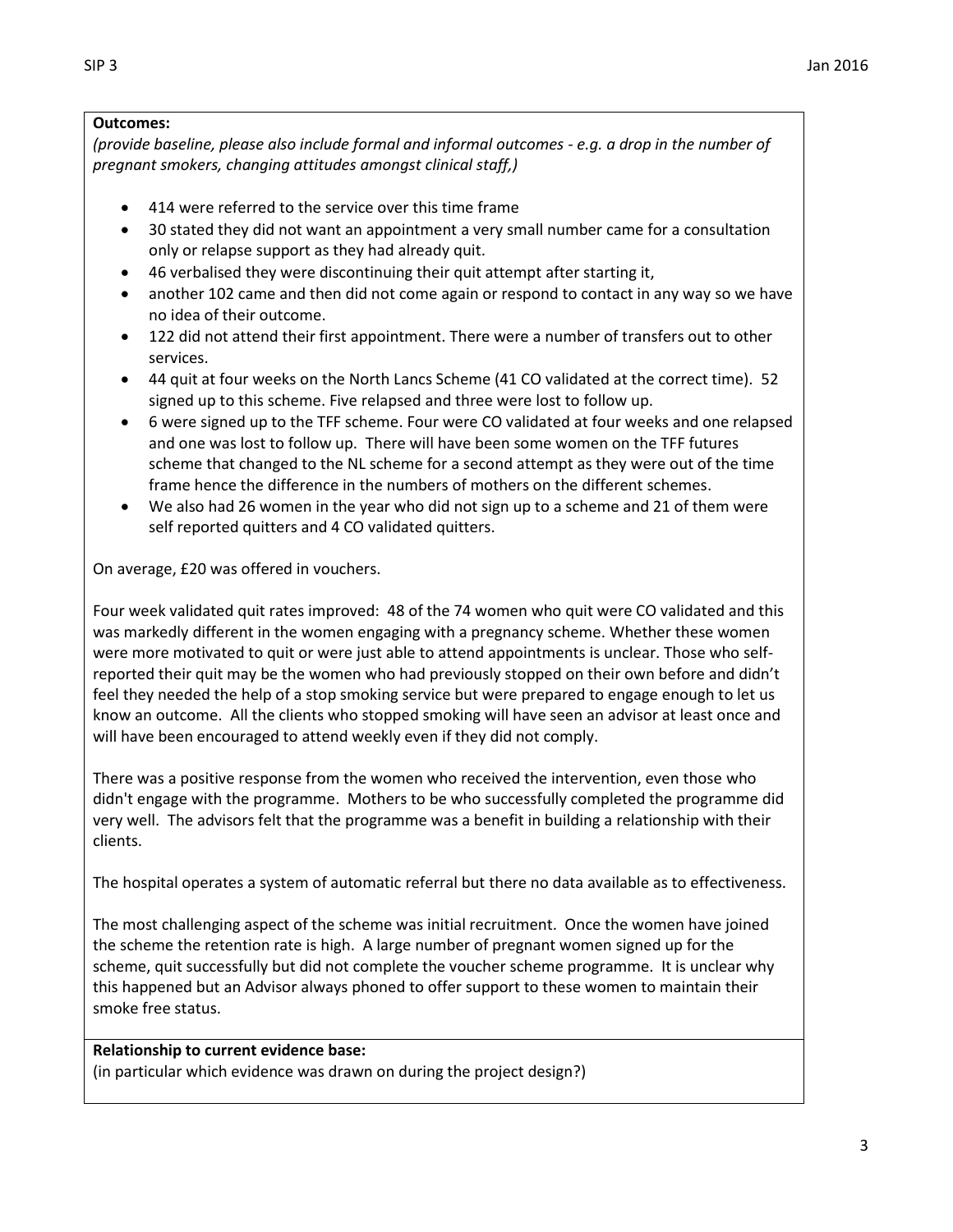**Outcomes:**

*(provide baseline, please also include formal and informal outcomes - e.g. a drop in the number of pregnant smokers, changing attitudes amongst clinical staff,)*

- 414 were referred to the service over this time frame
- 30 stated they did not want an appointment a very small number came for a consultation only or relapse support as they had already quit.
- 46 verbalised they were discontinuing their quit attempt after starting it,
- another 102 came and then did not come again or respond to contact in any way so we have no idea of their outcome.
- 122 did not attend their first appointment. There were a number of transfers out to other services.
- 44 quit at four weeks on the North Lancs Scheme (41 CO validated at the correct time). 52 signed up to this scheme. Five relapsed and three were lost to follow up.
- 6 were signed up to the TFF scheme. Four were CO validated at four weeks and one relapsed and one was lost to follow up. There will have been some women on the TFF futures scheme that changed to the NL scheme for a second attempt as they were out of the time frame hence the difference in the numbers of mothers on the different schemes.
- We also had 26 women in the year who did not sign up to a scheme and 21 of them were self reported quitters and 4 CO validated quitters.

On average, £20 was offered in vouchers.

Four week validated quit rates improved: 48 of the 74 women who quit were CO validated and this was markedly different in the women engaging with a pregnancy scheme. Whether these women were more motivated to quit or were just able to attend appointments is unclear. Those who self-reported their quit may be the women who had previously stopped on their own before and didn't feel they needed the help of a stop smoking service but were prepared to engage enough to let us know an outcome. All the clients who stopped smoking will have seen an advisor at least once and will have been encouraged to attend weekly even if they did not comply.

There was a positive response from the women who received the intervention, even those who didn't engage with the programme. Mothers to be who successfully completed the programme did very well. The advisors felt that the programme was a benefit in building a relationship with their clients.

The hospital operates a system of automatic referral but there no data available as to effectiveness.

The most challenging aspect of the scheme was initial recruitment. Once the women have joined the scheme the retention rate is high. A large number of pregnant women signed up for the scheme, quit successfully but did not complete the voucher scheme programme. It is unclear why this happened but an Advisor always phoned to offer support to these women to maintain their smoke free status.

**Relationship to current evidence base:**

(in particular which evidence was drawn on during the project design?)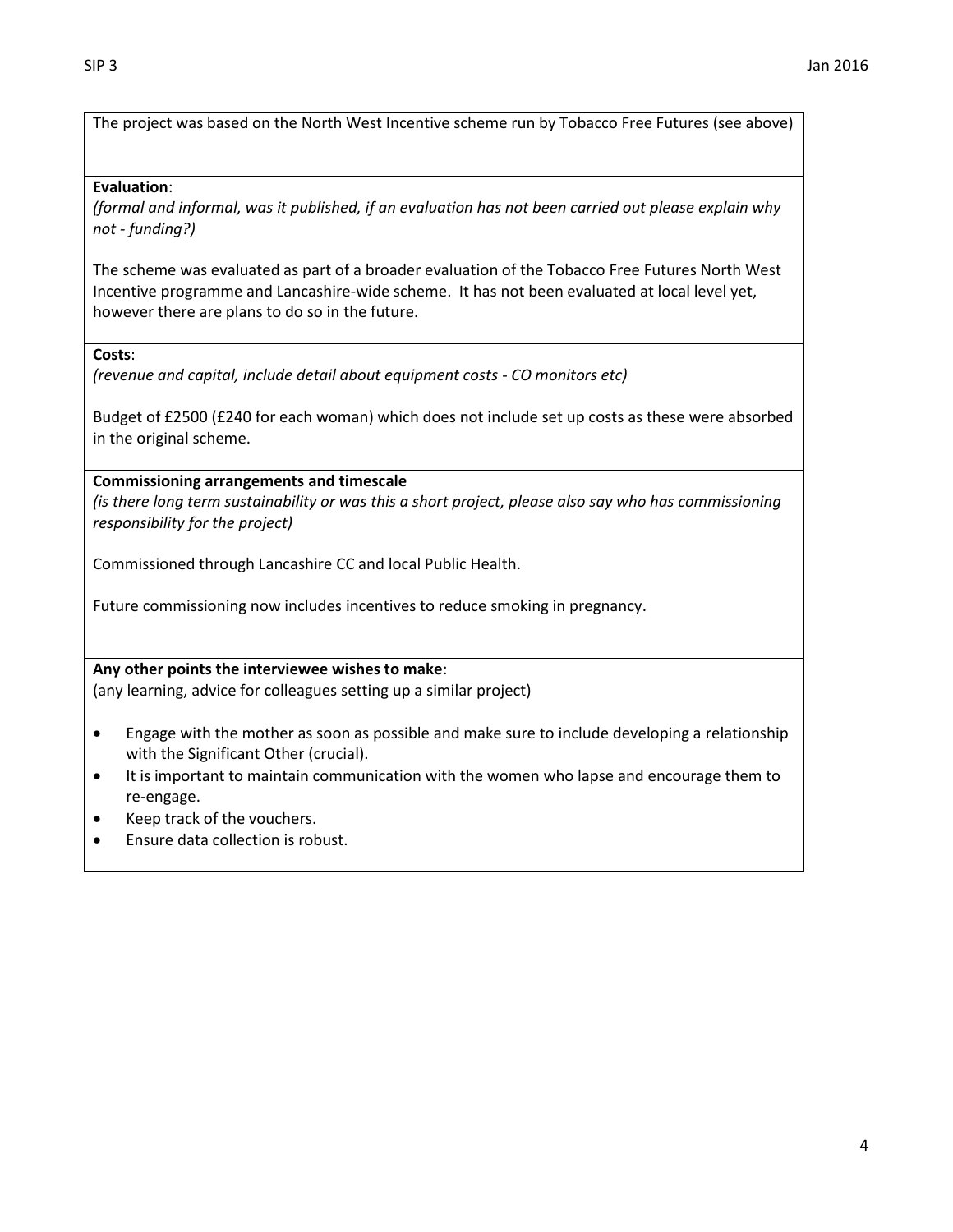The project was based on the North West Incentive scheme run by Tobacco Free Futures (see above)

**Evaluation**:
*(formal and informal, was it published, if an evaluation has not been carried out please explain why not - funding?)*

The scheme was evaluated as part of a broader evaluation of the Tobacco Free Futures North West Incentive programme and Lancashire-wide scheme. It has not been evaluated at local level yet, however there are plans to do so in the future.

**Costs**:
*(revenue and capital, include detail about equipment costs - CO monitors etc)*

Budget of £2500 (£240 for each woman) which does not include set up costs as these were absorbed in the original scheme.

**Commissioning arrangements and timescale**
*(is there long term sustainability or was this a short project, please also say who has commissioning responsibility for the project)*

Commissioned through Lancashire CC and local Public Health.

Future commissioning now includes incentives to reduce smoking in pregnancy.

**Any other points the interviewee wishes to make**:
(any learning, advice for colleagues setting up a similar project)

- Engage with the mother as soon as possible and make sure to include developing a relationship with the Significant Other (crucial).
- It is important to maintain communication with the women who lapse and encourage them to re-engage.
- Keep track of the vouchers.
- Ensure data collection is robust.